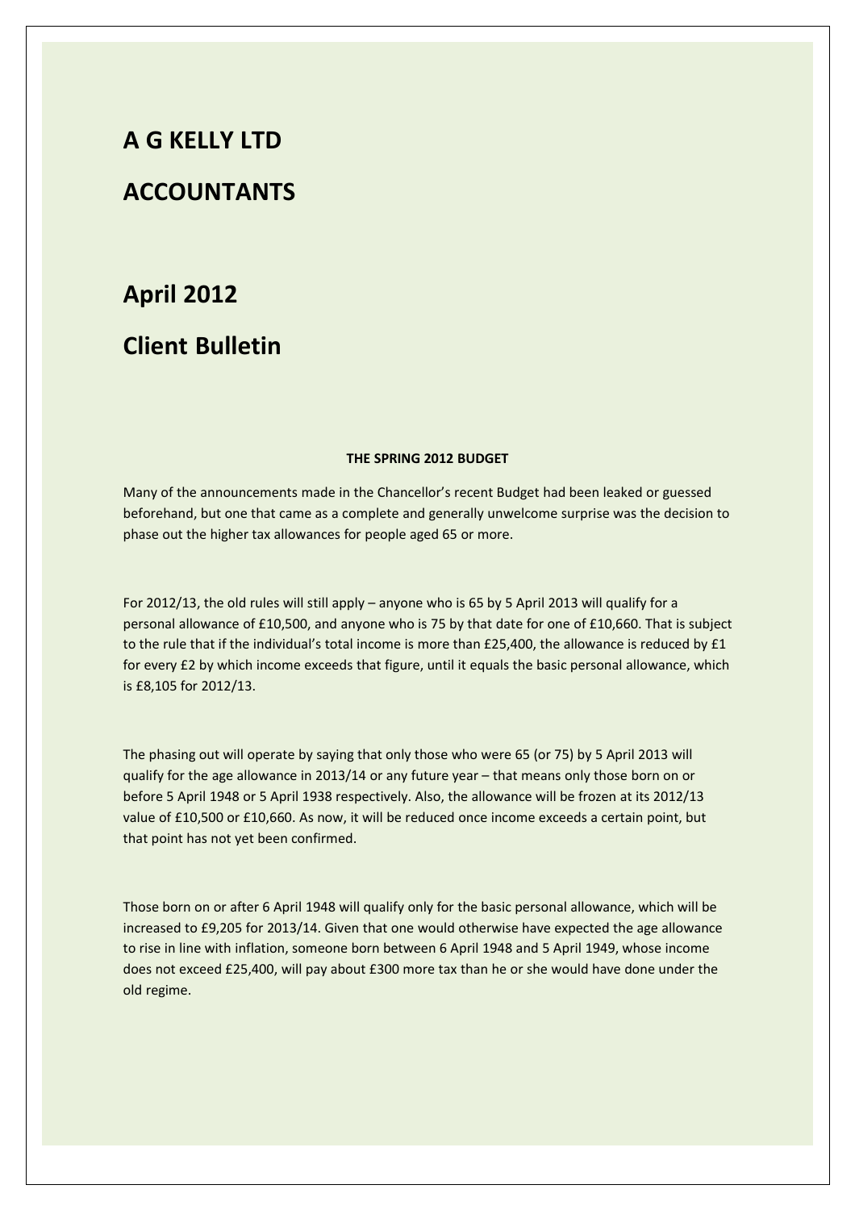# A G KELLY LTD

# ACCOUNTANTS

# April 2012

# Client Bulletin

### THE SPRING 2012 BUDGET

Many of the announcements made in the Chancellor's recent Budget had been leaked or guessed beforehand, but one that came as a complete and generally unwelcome surprise was the decision to phase out the higher tax allowances for people aged 65 or more.

For 2012/13, the old rules will still apply – anyone who is 65 by 5 April 2013 will qualify for a personal allowance of £10,500, and anyone who is 75 by that date for one of £10,660. That is subject to the rule that if the individual's total income is more than £25,400, the allowance is reduced by £1 for every £2 by which income exceeds that figure, until it equals the basic personal allowance, which is £8,105 for 2012/13.

The phasing out will operate by saying that only those who were 65 (or 75) by 5 April 2013 will qualify for the age allowance in 2013/14 or any future year – that means only those born on or before 5 April 1948 or 5 April 1938 respectively. Also, the allowance will be frozen at its 2012/13 value of £10,500 or £10,660. As now, it will be reduced once income exceeds a certain point, but that point has not yet been confirmed.

Those born on or after 6 April 1948 will qualify only for the basic personal allowance, which will be increased to £9,205 for 2013/14. Given that one would otherwise have expected the age allowance to rise in line with inflation, someone born between 6 April 1948 and 5 April 1949, whose income does not exceed £25,400, will pay about £300 more tax than he or she would have done under the old regime.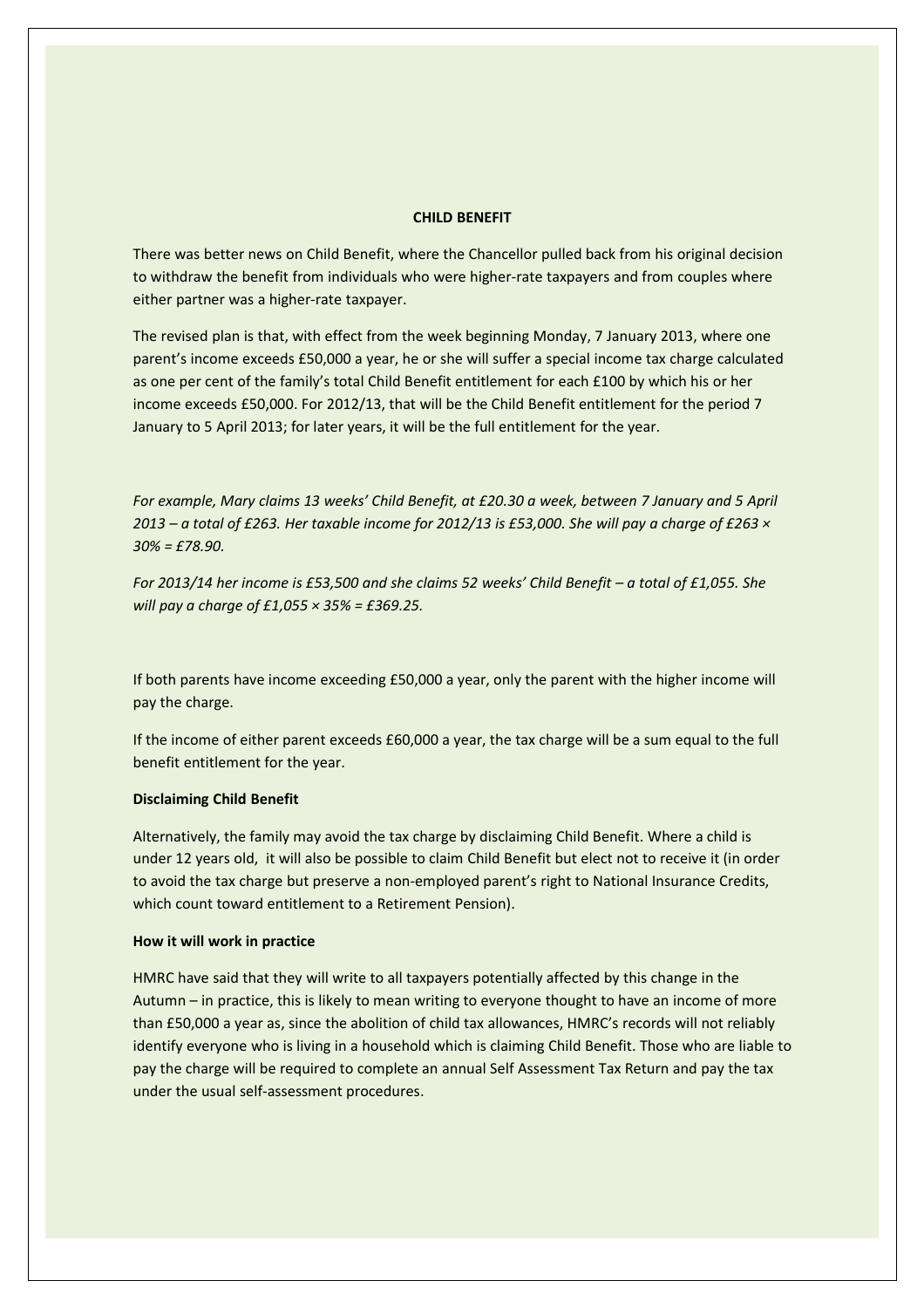**CHILD BENEFIT**

There was better news on Child Benefit, where the Chancellor pulled back from his original decision to withdraw the benefit from individuals who were higher-rate taxpayers and from couples where either partner was a higher-rate taxpayer.

The revised plan is that, with effect from the week beginning Monday, 7 January 2013, where one parent's income exceeds £50,000 a year, he or she will suffer a special income tax charge calculated as one per cent of the family's total Child Benefit entitlement for each £100 by which his or her income exceeds £50,000. For 2012/13, that will be the Child Benefit entitlement for the period 7 January to 5 April 2013; for later years, it will be the full entitlement for the year.

*For example, Mary claims 13 weeks' Child Benefit, at £20.30 a week, between 7 January and 5 April 2013 – a total of £263. Her taxable income for 2012/13 is £53,000. She will pay a charge of £263 × 30% = £78.90.*

*For 2013/14 her income is £53,500 and she claims 52 weeks' Child Benefit – a total of £1,055. She will pay a charge of £1,055 × 35% = £369.25.*

If both parents have income exceeding £50,000 a year, only the parent with the higher income will pay the charge.

If the income of either parent exceeds £60,000 a year, the tax charge will be a sum equal to the full benefit entitlement for the year.

**Disclaiming Child Benefit**

Alternatively, the family may avoid the tax charge by disclaiming Child Benefit. Where a child is under 12 years old, it will also be possible to claim Child Benefit but elect not to receive it (in order to avoid the tax charge but preserve a non-employed parent's right to National Insurance Credits, which count toward entitlement to a Retirement Pension).

**How it will work in practice**

HMRC have said that they will write to all taxpayers potentially affected by this change in the Autumn – in practice, this is likely to mean writing to everyone thought to have an income of more than £50,000 a year as, since the abolition of child tax allowances, HMRC's records will not reliably identify everyone who is living in a household which is claiming Child Benefit. Those who are liable to pay the charge will be required to complete an annual Self Assessment Tax Return and pay the tax under the usual self-assessment procedures.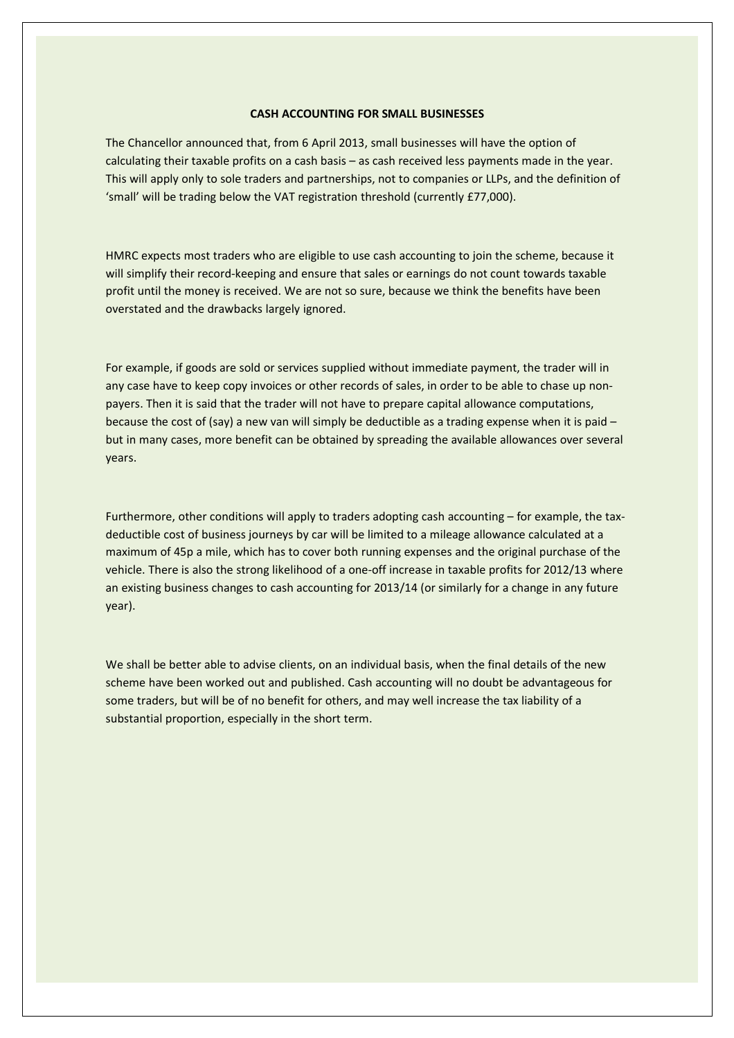## CASH ACCOUNTING FOR SMALL BUSINESSES

The Chancellor announced that, from 6 April 2013, small businesses will have the option of calculating their taxable profits on a cash basis – as cash received less payments made in the year. This will apply only to sole traders and partnerships, not to companies or LLPs, and the definition of 'small' will be trading below the VAT registration threshold (currently £77,000).

HMRC expects most traders who are eligible to use cash accounting to join the scheme, because it will simplify their record-keeping and ensure that sales or earnings do not count towards taxable profit until the money is received. We are not so sure, because we think the benefits have been overstated and the drawbacks largely ignored.

For example, if goods are sold or services supplied without immediate payment, the trader will in any case have to keep copy invoices or other records of sales, in order to be able to chase up non-payers. Then it is said that the trader will not have to prepare capital allowance computations, because the cost of (say) a new van will simply be deductible as a trading expense when it is paid – but in many cases, more benefit can be obtained by spreading the available allowances over several years.

Furthermore, other conditions will apply to traders adopting cash accounting – for example, the tax-deductible cost of business journeys by car will be limited to a mileage allowance calculated at a maximum of 45p a mile, which has to cover both running expenses and the original purchase of the vehicle. There is also the strong likelihood of a one-off increase in taxable profits for 2012/13 where an existing business changes to cash accounting for 2013/14 (or similarly for a change in any future year).

We shall be better able to advise clients, on an individual basis, when the final details of the new scheme have been worked out and published. Cash accounting will no doubt be advantageous for some traders, but will be of no benefit for others, and may well increase the tax liability of a substantial proportion, especially in the short term.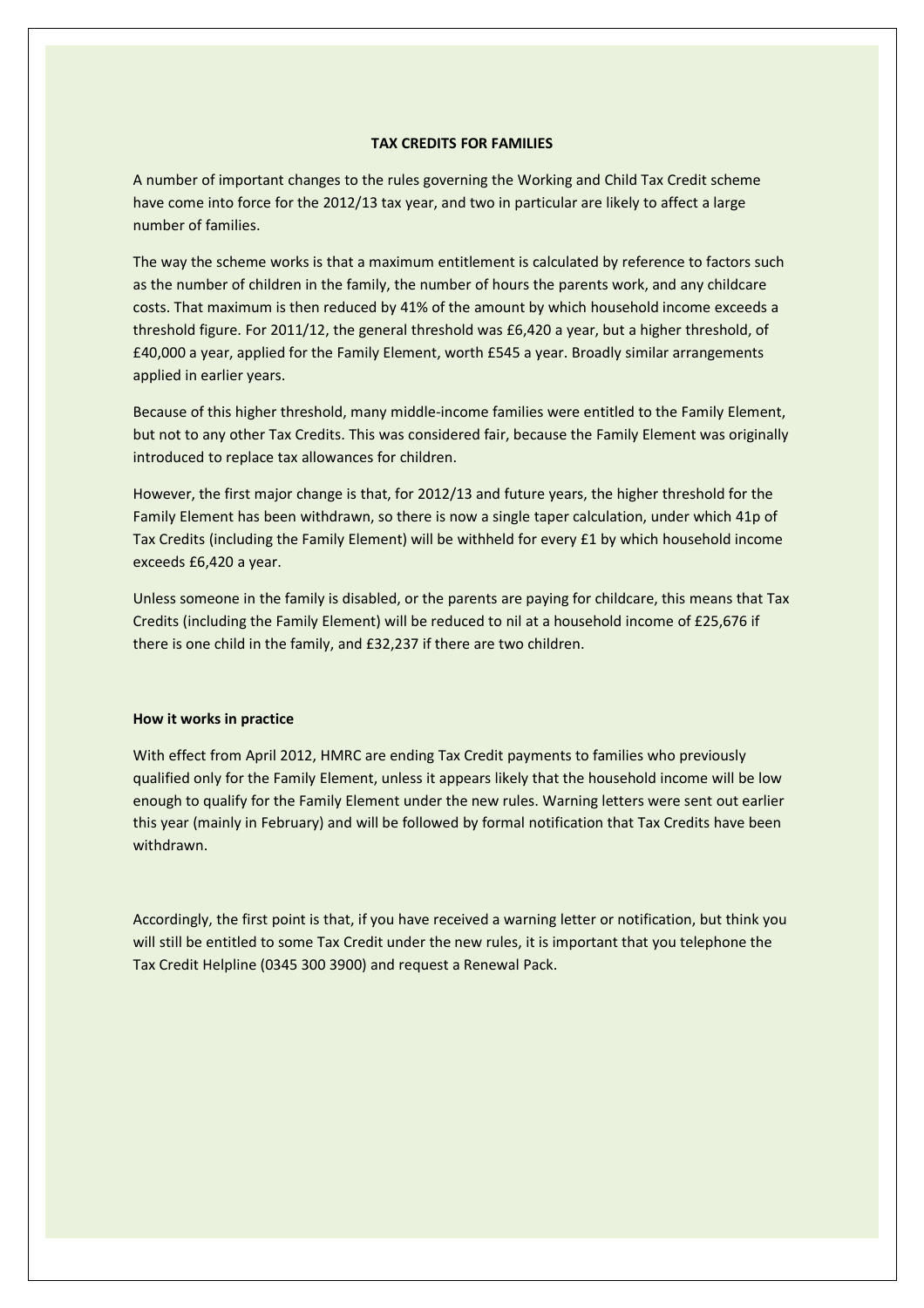**TAX CREDITS FOR FAMILIES**

A number of important changes to the rules governing the Working and Child Tax Credit scheme have come into force for the 2012/13 tax year, and two in particular are likely to affect a large number of families.

The way the scheme works is that a maximum entitlement is calculated by reference to factors such as the number of children in the family, the number of hours the parents work, and any childcare costs. That maximum is then reduced by 41% of the amount by which household income exceeds a threshold figure. For 2011/12, the general threshold was £6,420 a year, but a higher threshold, of £40,000 a year, applied for the Family Element, worth £545 a year. Broadly similar arrangements applied in earlier years.

Because of this higher threshold, many middle-income families were entitled to the Family Element, but not to any other Tax Credits. This was considered fair, because the Family Element was originally introduced to replace tax allowances for children.

However, the first major change is that, for 2012/13 and future years, the higher threshold for the Family Element has been withdrawn, so there is now a single taper calculation, under which 41p of Tax Credits (including the Family Element) will be withheld for every £1 by which household income exceeds £6,420 a year.

Unless someone in the family is disabled, or the parents are paying for childcare, this means that Tax Credits (including the Family Element) will be reduced to nil at a household income of £25,676 if there is one child in the family, and £32,237 if there are two children.

**How it works in practice**

With effect from April 2012, HMRC are ending Tax Credit payments to families who previously qualified only for the Family Element, unless it appears likely that the household income will be low enough to qualify for the Family Element under the new rules. Warning letters were sent out earlier this year (mainly in February) and will be followed by formal notification that Tax Credits have been withdrawn.

Accordingly, the first point is that, if you have received a warning letter or notification, but think you will still be entitled to some Tax Credit under the new rules, it is important that you telephone the Tax Credit Helpline (0345 300 3900) and request a Renewal Pack.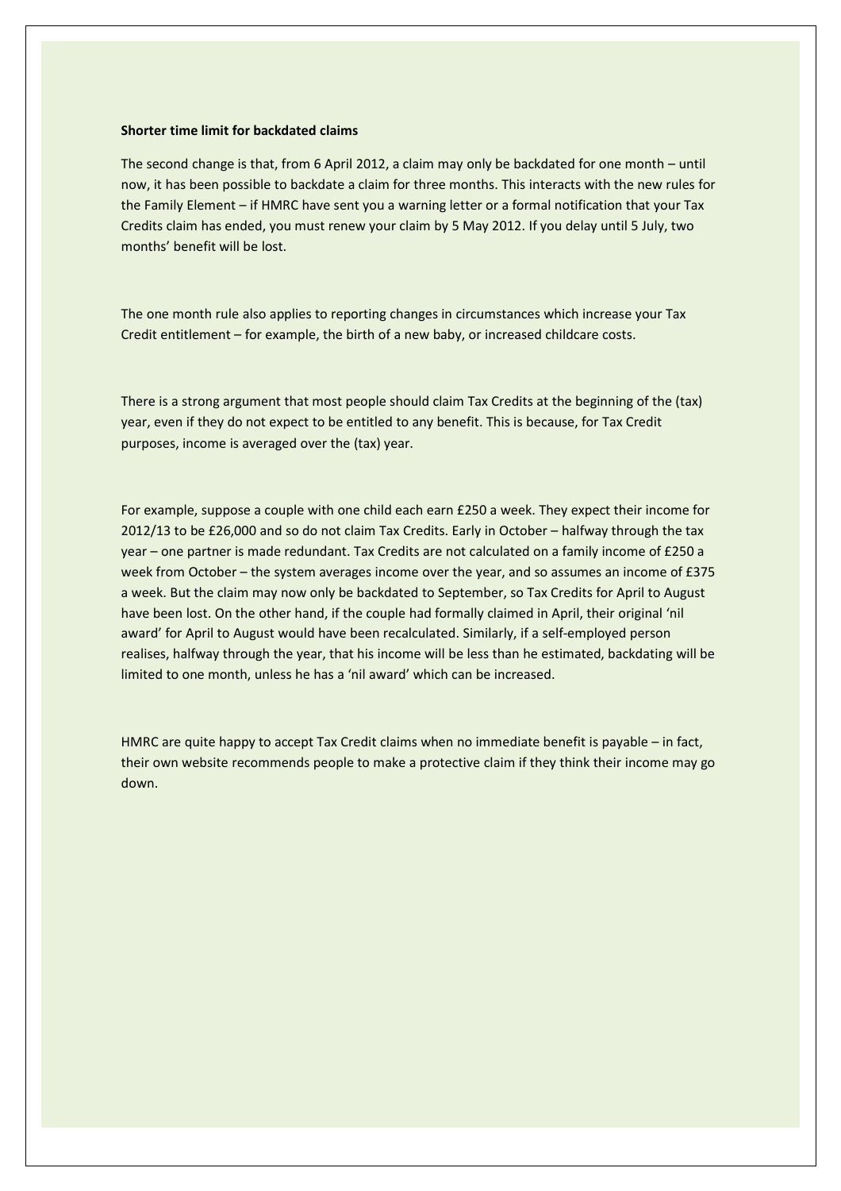**Shorter time limit for backdated claims**

The second change is that, from 6 April 2012, a claim may only be backdated for one month – until now, it has been possible to backdate a claim for three months. This interacts with the new rules for the Family Element – if HMRC have sent you a warning letter or a formal notification that your Tax Credits claim has ended, you must renew your claim by 5 May 2012. If you delay until 5 July, two months' benefit will be lost.

The one month rule also applies to reporting changes in circumstances which increase your Tax Credit entitlement – for example, the birth of a new baby, or increased childcare costs.

There is a strong argument that most people should claim Tax Credits at the beginning of the (tax) year, even if they do not expect to be entitled to any benefit. This is because, for Tax Credit purposes, income is averaged over the (tax) year.

For example, suppose a couple with one child each earn £250 a week. They expect their income for 2012/13 to be £26,000 and so do not claim Tax Credits. Early in October – halfway through the tax year – one partner is made redundant. Tax Credits are not calculated on a family income of £250 a week from October – the system averages income over the year, and so assumes an income of £375 a week. But the claim may now only be backdated to September, so Tax Credits for April to August have been lost. On the other hand, if the couple had formally claimed in April, their original 'nil award' for April to August would have been recalculated. Similarly, if a self-employed person realises, halfway through the year, that his income will be less than he estimated, backdating will be limited to one month, unless he has a 'nil award' which can be increased.

HMRC are quite happy to accept Tax Credit claims when no immediate benefit is payable – in fact, their own website recommends people to make a protective claim if they think their income may go down.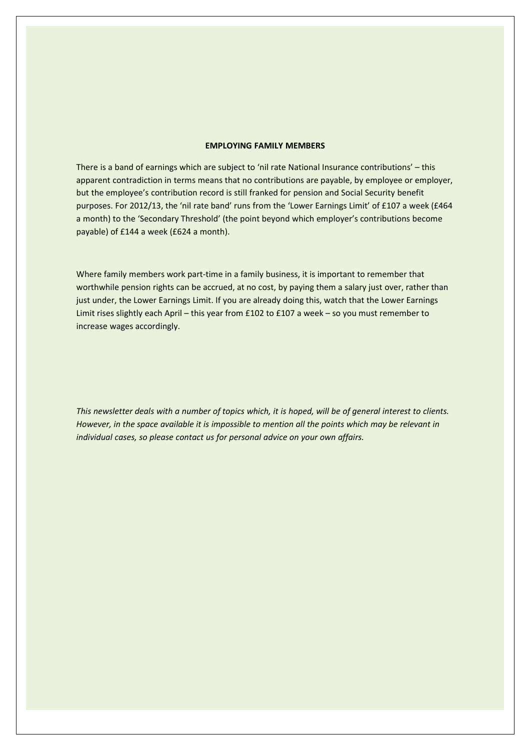## EMPLOYING FAMILY MEMBERS

There is a band of earnings which are subject to 'nil rate National Insurance contributions' – this apparent contradiction in terms means that no contributions are payable, by employee or employer, but the employee's contribution record is still franked for pension and Social Security benefit purposes. For 2012/13, the 'nil rate band' runs from the 'Lower Earnings Limit' of £107 a week (£464 a month) to the 'Secondary Threshold' (the point beyond which employer's contributions become payable) of £144 a week (£624 a month).

Where family members work part-time in a family business, it is important to remember that worthwhile pension rights can be accrued, at no cost, by paying them a salary just over, rather than just under, the Lower Earnings Limit. If you are already doing this, watch that the Lower Earnings Limit rises slightly each April – this year from £102 to £107 a week – so you must remember to increase wages accordingly.

*This newsletter deals with a number of topics which, it is hoped, will be of general interest to clients. However, in the space available it is impossible to mention all the points which may be relevant in individual cases, so please contact us for personal advice on your own affairs.*